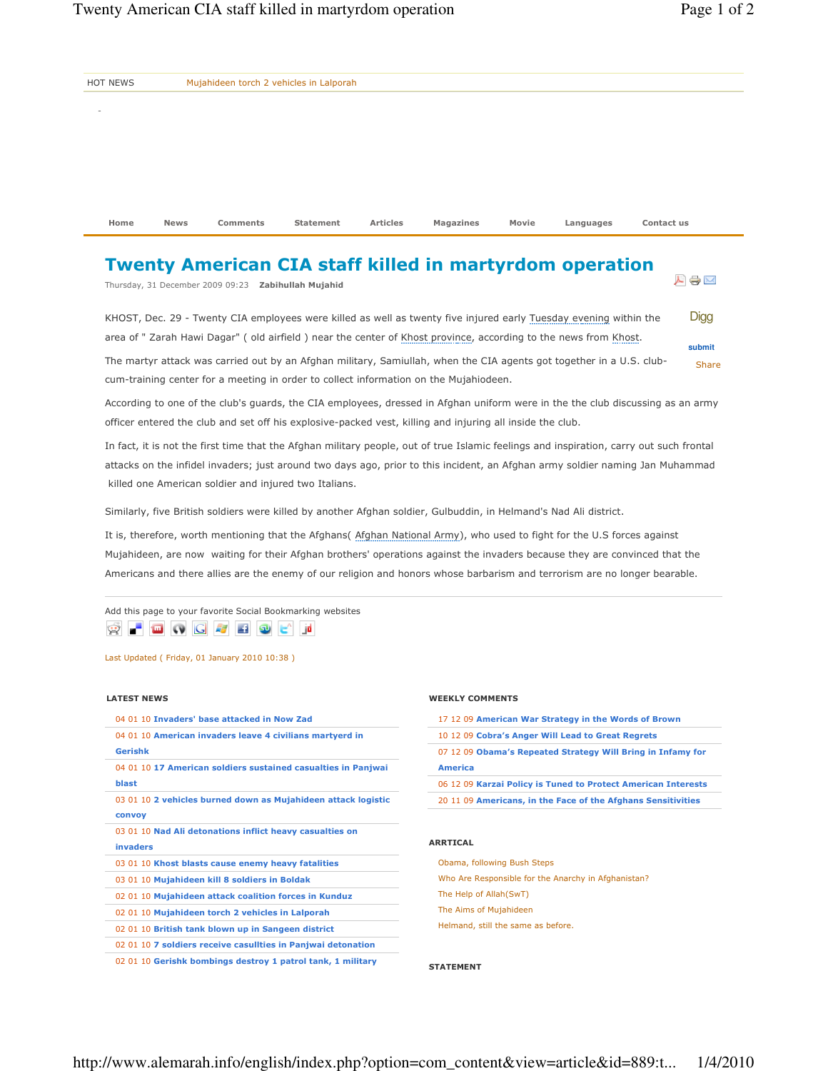HOT NEWS Mujahideen torch 2 vehicles in Lalporah

-

Home | News | Comments | Statement | Articles | Magazines | Movie | Languages | Contact us

# Twenty American CIA staff killed in martyrdom operation

Thursday, 31 December 2009 09:23 **Zabihullah Mujahid**

Digg
submit
Share

KHOST, Dec. 29 - Twenty CIA employees were killed as well as twenty five injured early Tuesday evening within the area of " Zarah Hawi Dagar" ( old airfield ) near the center of Khost province, according to the news from Khost.

The martyr attack was carried out by an Afghan military, Samiullah, when the CIA agents got together in a U.S. club-cum-training center for a meeting in order to collect information on the Mujahiodeen.

According to one of the club's guards, the CIA employees, dressed in Afghan uniform were in the the club discussing as an army officer entered the club and set off his explosive-packed vest, killing and injuring all inside the club.

In fact, it is not the first time that the Afghan military people, out of true Islamic feelings and inspiration, carry out such frontal attacks on the infidel invaders; just around two days ago, prior to this incident, an Afghan army soldier naming Jan Muhammad killed one American soldier and injured two Italians.

Similarly, five British soldiers were killed by another Afghan soldier, Gulbuddin, in Helmand's Nad Ali district.

It is, therefore, worth mentioning that the Afghans( Afghan National Army), who used to fight for the U.S forces against Mujahideen, are now waiting for their Afghan brothers' operations against the invaders because they are convinced that the Americans and there allies are the enemy of our religion and honors whose barbarism and terrorism are no longer bearable.

---

Add this page to your favorite Social Bookmarking websites

Last Updated ( Friday, 01 January 2010 10:38 )

## LATEST NEWS

- 04 01 10 **Invaders' base attacked in Now Zad**
- 04 01 10 **American invaders leave 4 civilians martyerd in Gerishk**
- 04 01 10 **17 American soldiers sustained casualties in Panjwai blast**
- 03 01 10 **2 vehicles burned down as Mujahideen attack logistic convoy**
- 03 01 10 **Nad Ali detonations inflict heavy casualties on invaders**
- 03 01 10 **Khost blasts cause enemy heavy fatalities**
- 03 01 10 **Mujahideen kill 8 soldiers in Boldak**
- 02 01 10 **Mujahideen attack coalition forces in Kunduz**
- 02 01 10 **Mujahideen torch 2 vehicles in Lalporah**
- 02 01 10 **British tank blown up in Sangeen district**
- 02 01 10 **7 soldiers receive casullties in Panjwai detonation**
- 02 01 10 **Gerishk bombings destroy 1 patrol tank, 1 military**

## WEEKLY COMMENTS

- 17 12 09 **American War Strategy in the Words of Brown**
- 10 12 09 **Cobra's Anger Will Lead to Great Regrets**
- 07 12 09 **Obama's Repeated Strategy Will Bring in Infamy for America**
- 06 12 09 **Karzai Policy is Tuned to Protect American Interests**
- 20 11 09 **Americans, in the Face of the Afghans Sensitivities**

## ARRTICAL

- Obama, following Bush Steps
- Who Are Responsible for the Anarchy in Afghanistan?
- The Help of Allah(SwT)
- The Aims of Mujahideen
- Helmand, still the same as before.

## STATEMENT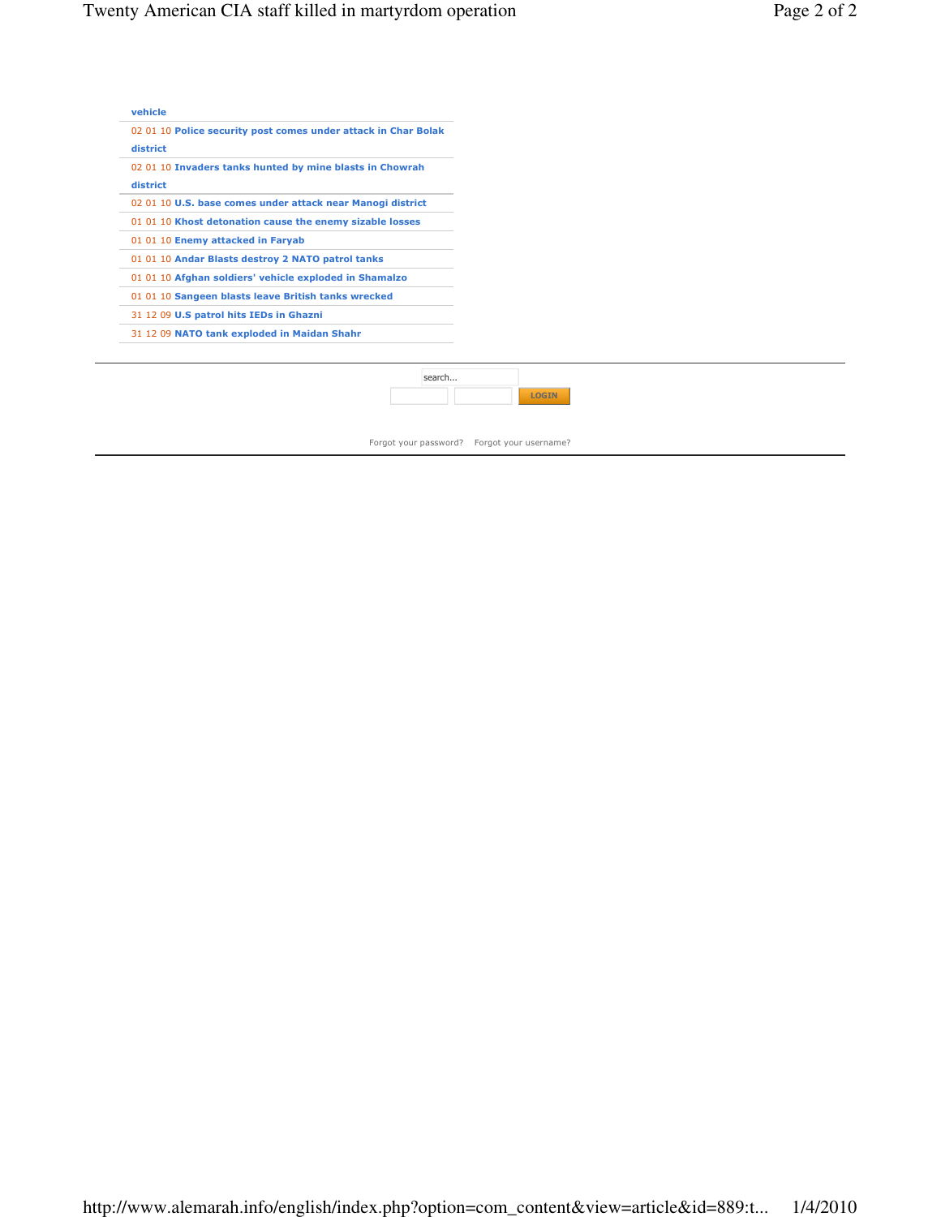vehicle

- 02 01 10 **Police security post comes under attack in Char Bolak district**
- 02 01 10 **Invaders tanks hunted by mine blasts in Chowrah district**
- 02 01 10 **U.S. base comes under attack near Manogi district**
- 01 01 10 **Khost detonation cause the enemy sizable losses**
- 01 01 10 **Enemy attacked in Faryab**
- 01 01 10 **Andar Blasts destroy 2 NATO patrol tanks**
- 01 01 10 **Afghan soldiers' vehicle exploded in Shamalzo**
- 01 01 10 **Sangeen blasts leave British tanks wrecked**
- 31 12 09 **U.S patrol hits IEDs in Ghazni**
- 31 12 09 **NATO tank exploded in Maidan Shahr**

search...

LOGIN

Forgot your password? Forgot your username?